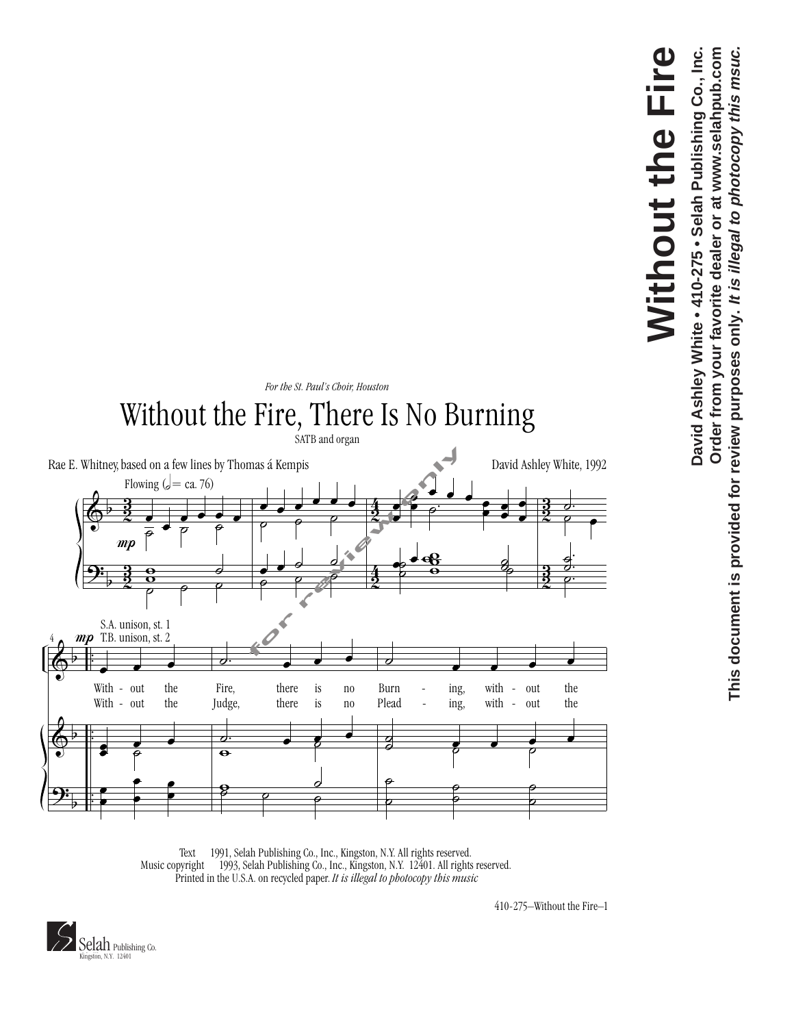*For the St. Paul's Choir, Houston*

# Without the Fire, There Is No Burning

SATB and organ

Rae E. Whitney, based on a few lines by Thomas á Kempis

David Ashley White, 1992

Flowing (𝅗𝅥 = ca. 76)

*mp*

S.A. unison, st. 1
T.B. unison, st. 2

With - out the Fire, there is no Burn - ing, with - out the
With - out the Judge, there is no Plead - ing, with - out the

Text 1991, Selah Publishing Co., Inc., Kingston, N.Y. All rights reserved.
Music copyright 1993, Selah Publishing Co., Inc., Kingston, N.Y. 12401. All rights reserved.
Printed in the U.S.A. on recycled paper. *It is illegal to photocopy this music*

410-275–Without the Fire–1

Selah Publishing Co.
Kingston, N.Y. 12401

**Without the Fire**

**David Ashley White • 410-275 • Selah Publishing Co., Inc.**
**Order from your favorite dealer or at www.selahpub.com**
**This document is provided for review purposes only. *It is illegal to photocopy this msuc.***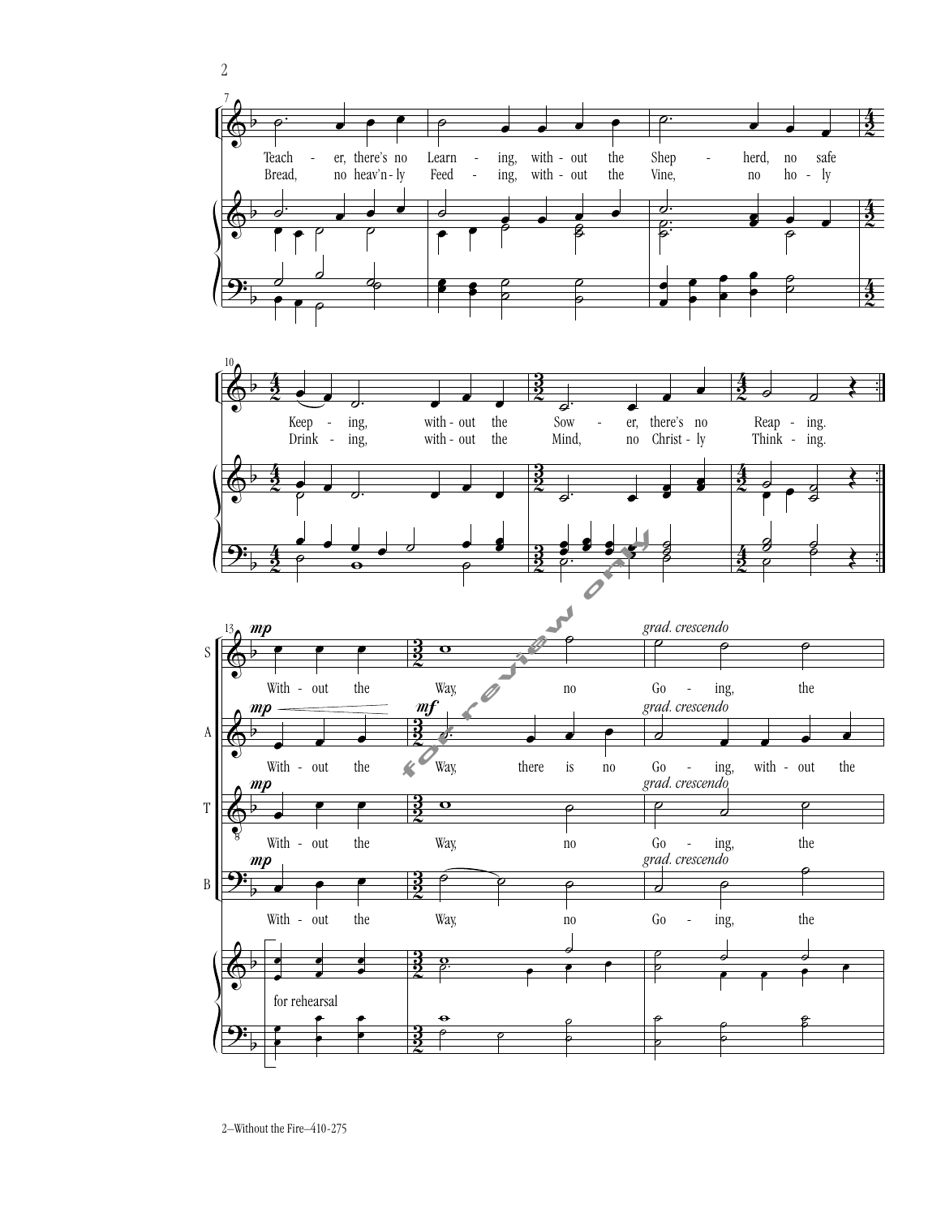Teach - er, there's no Learn - ing, with - out the Shep - herd, no safe Keep - ing, with - out the Sow - er, there's no Reap - ing.

Bread, no heav'n - ly Feed - ing, with - out the Vine, no ho - ly Drink - ing, with - out the Mind, no Christ - ly Think - ing.

S *mp* With - out the Way, no *grad. crescendo* Go - ing, the

A *mp* With - out the *mf* Way, there is no *grad. crescendo* Go - ing, with - out the

T *mp* With - out the Way, no *grad. crescendo* Go - ing, the

B *mp* With - out the Way, no *grad. crescendo* Go - ing, the

for rehearsal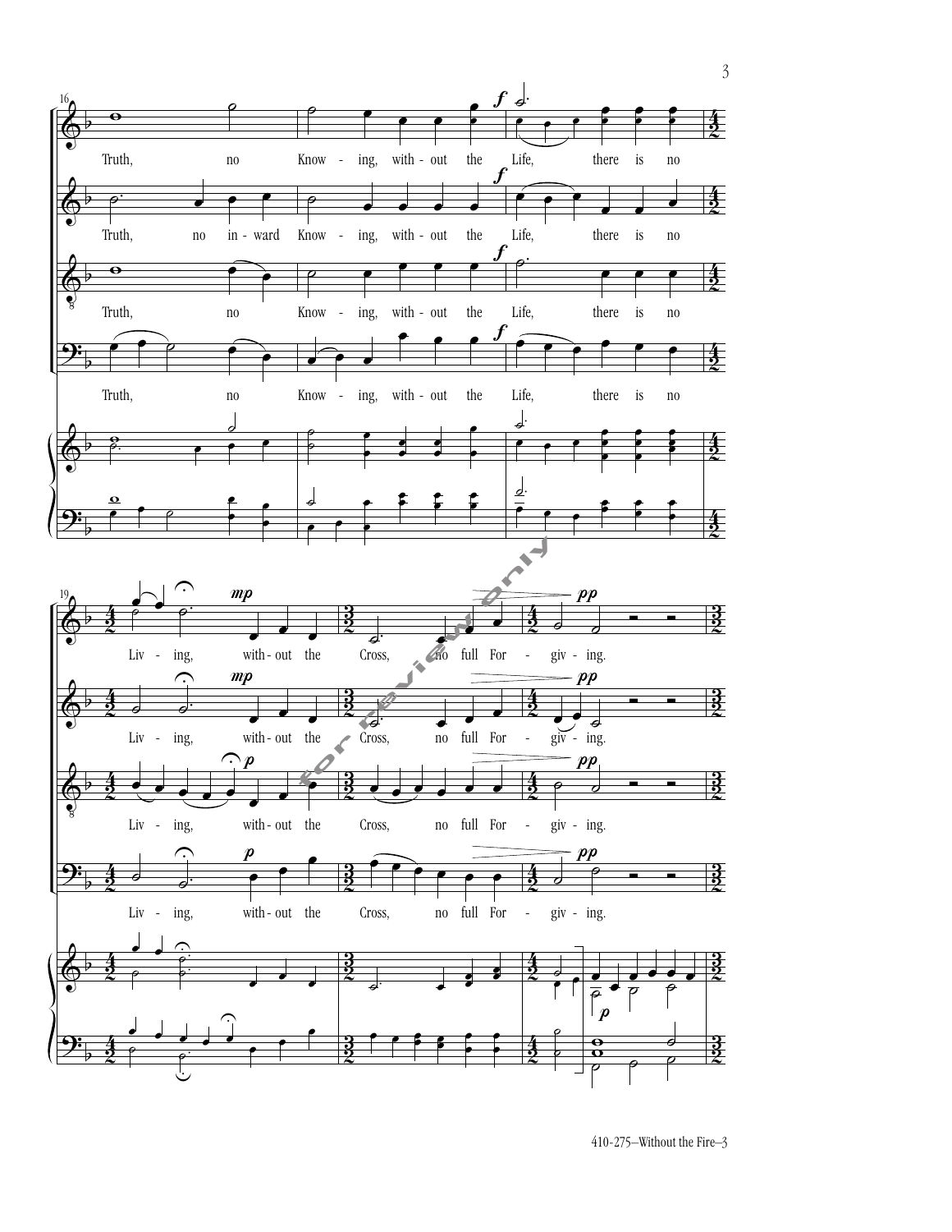Truth, no Know - ing, with - out the Life, there is no

Truth, no in - ward Know - ing, with - out the Life, there is no

Truth, no Know - ing, with - out the Life, there is no

Truth, no Know - ing, with - out the Life, there is no

Liv - ing, with - out the Cross, no full For - giv - ing.

Liv - ing, with - out the Cross, no full For - giv - ing.

Liv - ing, with - out the Cross, no full For - giv - ing.

Liv - ing, with - out the Cross, no full For - giv - ing.

for review only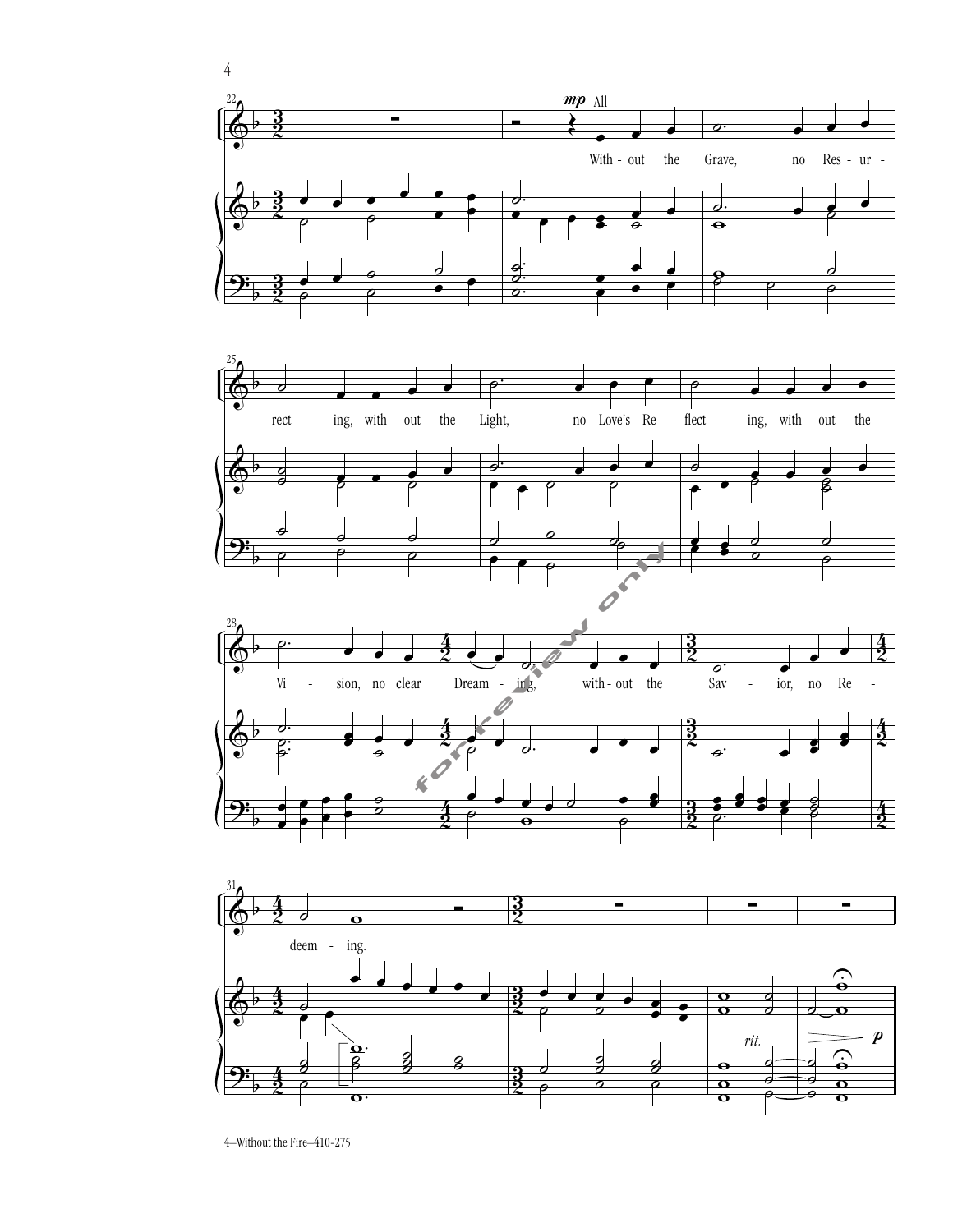mp All

With - out the Grave, no Res - ur - rect - ing, with - out the Light, no Love's Re - flect - ing, with - out the Vi - sion, no clear Dream - ing, with - out the Sav - ior, no Re - deem - ing.

*rit.*

p